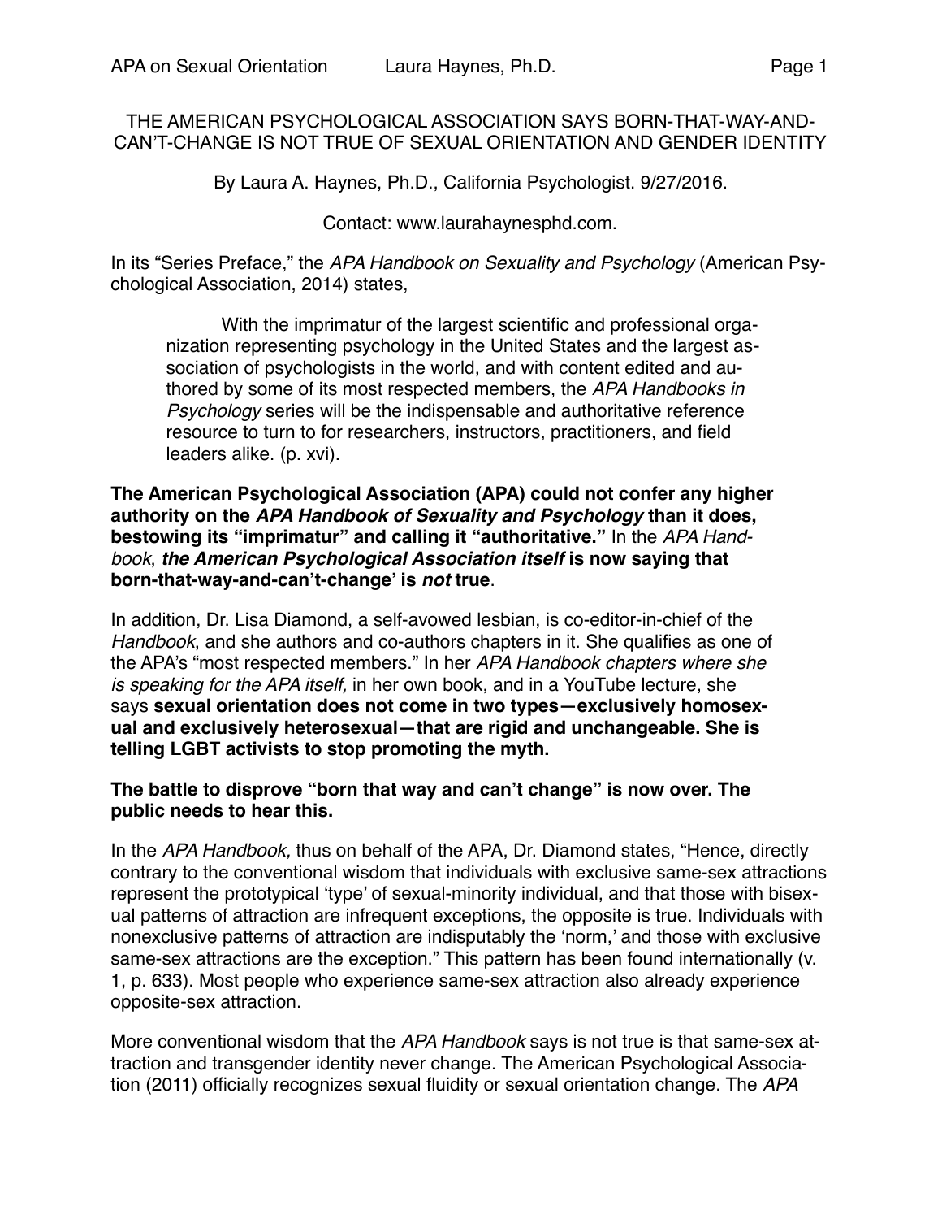# THE AMERICAN PSYCHOLOGICAL ASSOCIATION SAYS BORN-THAT-WAY-AND-CAN'T-CHANGE IS NOT TRUE OF SEXUAL ORIENTATION AND GENDER IDENTITY

By Laura A. Haynes, Ph.D., California Psychologist. 9/27/2016.

Contact: www.laurahaynesphd.com.

In its "Series Preface," the *APA Handbook on Sexuality and Psychology* (American Psychological Association, 2014) states,

> With the imprimatur of the largest scientific and professional organization representing psychology in the United States and the largest association of psychologists in the world, and with content edited and authored by some of its most respected members, the *APA Handbooks in Psychology* series will be the indispensable and authoritative reference resource to turn to for researchers, instructors, practitioners, and field leaders alike. (p. xvi).

**The American Psychological Association (APA) could not confer any higher authority on the *APA Handbook of Sexuality and Psychology* than it does, bestowing its "imprimatur" and calling it "authoritative."** In the *APA Handbook*, ***the American Psychological Association itself* is now saying that born-that-way-and-can't-change' is *not* true**.

In addition, Dr. Lisa Diamond, a self-avowed lesbian, is co-editor-in-chief of the *Handbook*, and she authors and co-authors chapters in it. She qualifies as one of the APA's "most respected members." In her *APA Handbook chapters where she is speaking for the APA itself,* in her own book, and in a YouTube lecture, she says **sexual orientation does not come in two types—exclusively homosexual and exclusively heterosexual—that are rigid and unchangeable. She is telling LGBT activists to stop promoting the myth.**

**The battle to disprove "born that way and can't change" is now over. The public needs to hear this.**

In the *APA Handbook,* thus on behalf of the APA, Dr. Diamond states, "Hence, directly contrary to the conventional wisdom that individuals with exclusive same-sex attractions represent the prototypical 'type' of sexual-minority individual, and that those with bisexual patterns of attraction are infrequent exceptions, the opposite is true. Individuals with nonexclusive patterns of attraction are indisputably the 'norm,' and those with exclusive same-sex attractions are the exception." This pattern has been found internationally (v. 1, p. 633). Most people who experience same-sex attraction also already experience opposite-sex attraction.

More conventional wisdom that the *APA Handbook* says is not true is that same-sex attraction and transgender identity never change. The American Psychological Association (2011) officially recognizes sexual fluidity or sexual orientation change. The *APA*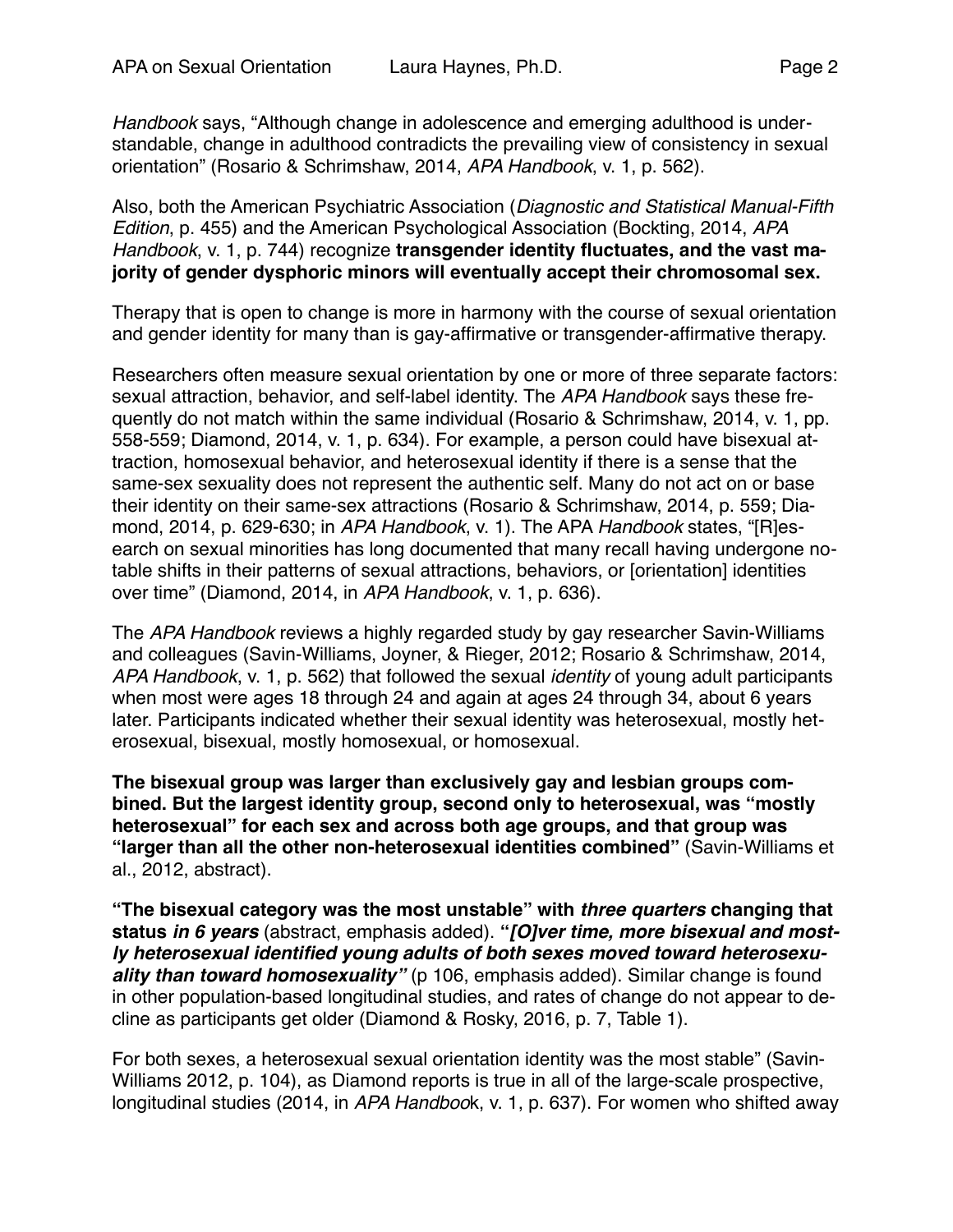*Handbook* says, "Although change in adolescence and emerging adulthood is understandable, change in adulthood contradicts the prevailing view of consistency in sexual orientation" (Rosario & Schrimshaw, 2014, *APA Handbook*, v. 1, p. 562).

Also, both the American Psychiatric Association (*Diagnostic and Statistical Manual-Fifth Edition*, p. 455) and the American Psychological Association (Bockting, 2014, *APA Handbook*, v. 1, p. 744) recognize **transgender identity fluctuates, and the vast majority of gender dysphoric minors will eventually accept their chromosomal sex.**

Therapy that is open to change is more in harmony with the course of sexual orientation and gender identity for many than is gay-affirmative or transgender-affirmative therapy.

Researchers often measure sexual orientation by one or more of three separate factors: sexual attraction, behavior, and self-label identity. The *APA Handbook* says these frequently do not match within the same individual (Rosario & Schrimshaw, 2014, v. 1, pp. 558-559; Diamond, 2014, v. 1, p. 634). For example, a person could have bisexual attraction, homosexual behavior, and heterosexual identity if there is a sense that the same-sex sexuality does not represent the authentic self. Many do not act on or base their identity on their same-sex attractions (Rosario & Schrimshaw, 2014, p. 559; Diamond, 2014, p. 629-630; in *APA Handbook*, v. 1). The APA *Handbook* states, "[R]esearch on sexual minorities has long documented that many recall having undergone notable shifts in their patterns of sexual attractions, behaviors, or [orientation] identities over time" (Diamond, 2014, in *APA Handbook*, v. 1, p. 636).

The *APA Handbook* reviews a highly regarded study by gay researcher Savin-Williams and colleagues (Savin-Williams, Joyner, & Rieger, 2012; Rosario & Schrimshaw, 2014, *APA Handbook*, v. 1, p. 562) that followed the sexual *identity* of young adult participants when most were ages 18 through 24 and again at ages 24 through 34, about 6 years later. Participants indicated whether their sexual identity was heterosexual, mostly heterosexual, bisexual, mostly homosexual, or homosexual.

**The bisexual group was larger than exclusively gay and lesbian groups combined. But the largest identity group, second only to heterosexual, was "mostly heterosexual" for each sex and across both age groups, and that group was "larger than all the other non-heterosexual identities combined"** (Savin-Williams et al., 2012, abstract).

**"The bisexual category was the most unstable" with *three quarters* changing that status *in 6 years*** (abstract, emphasis added). **"*[O]ver time, more bisexual and mostly heterosexual identified young adults of both sexes moved toward heterosexuality than toward homosexuality"*** (p 106, emphasis added). Similar change is found in other population-based longitudinal studies, and rates of change do not appear to decline as participants get older (Diamond & Rosky, 2016, p. 7, Table 1).

For both sexes, a heterosexual sexual orientation identity was the most stable" (Savin-Williams 2012, p. 104), as Diamond reports is true in all of the large-scale prospective, longitudinal studies (2014, in *APA Handbook*, v. 1, p. 637). For women who shifted away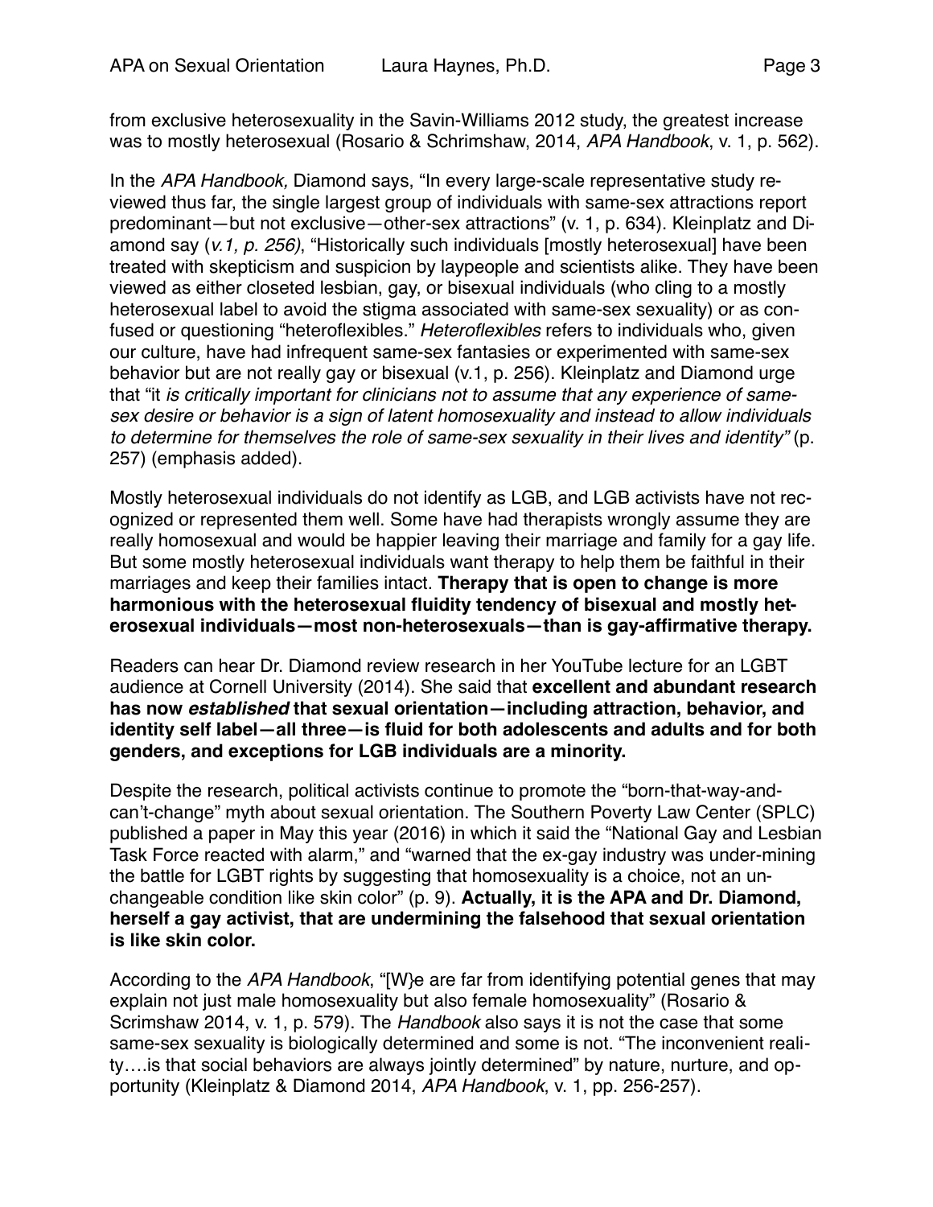from exclusive heterosexuality in the Savin-Williams 2012 study, the greatest increase was to mostly heterosexual (Rosario & Schrimshaw, 2014, *APA Handbook*, v. 1, p. 562).

In the *APA Handbook,* Diamond says, "In every large-scale representative study reviewed thus far, the single largest group of individuals with same-sex attractions report predominant—but not exclusive—other-sex attractions" (v. 1, p. 634). Kleinplatz and Diamond say (*v.1, p. 256)*, "Historically such individuals [mostly heterosexual] have been treated with skepticism and suspicion by laypeople and scientists alike. They have been viewed as either closeted lesbian, gay, or bisexual individuals (who cling to a mostly heterosexual label to avoid the stigma associated with same-sex sexuality) or as confused or questioning "heteroflexibles." *Heteroflexibles* refers to individuals who, given our culture, have had infrequent same-sex fantasies or experimented with same-sex behavior but are not really gay or bisexual (v.1, p. 256). Kleinplatz and Diamond urge that "it *is critically important for clinicians not to assume that any experience of same-sex desire or behavior is a sign of latent homosexuality and instead to allow individuals to determine for themselves the role of same-sex sexuality in their lives and identity"* (p. 257) (emphasis added).

Mostly heterosexual individuals do not identify as LGB, and LGB activists have not recognized or represented them well. Some have had therapists wrongly assume they are really homosexual and would be happier leaving their marriage and family for a gay life. But some mostly heterosexual individuals want therapy to help them be faithful in their marriages and keep their families intact. **Therapy that is open to change is more harmonious with the heterosexual fluidity tendency of bisexual and mostly heterosexual individuals—most non-heterosexuals—than is gay-affirmative therapy.**

Readers can hear Dr. Diamond review research in her YouTube lecture for an LGBT audience at Cornell University (2014). She said that **excellent and abundant research has now *established* that sexual orientation—including attraction, behavior, and identity self label—all three—is fluid for both adolescents and adults and for both genders, and exceptions for LGB individuals are a minority.**

Despite the research, political activists continue to promote the "born-that-way-and-can't-change" myth about sexual orientation. The Southern Poverty Law Center (SPLC) published a paper in May this year (2016) in which it said the "National Gay and Lesbian Task Force reacted with alarm," and "warned that the ex-gay industry was under-mining the battle for LGBT rights by suggesting that homosexuality is a choice, not an unchangeable condition like skin color" (p. 9). **Actually, it is the APA and Dr. Diamond, herself a gay activist, that are undermining the falsehood that sexual orientation is like skin color.**

According to the *APA Handbook*, "[W}e are far from identifying potential genes that may explain not just male homosexuality but also female homosexuality" (Rosario & Scrimshaw 2014, v. 1, p. 579). The *Handbook* also says it is not the case that some same-sex sexuality is biologically determined and some is not. "The inconvenient reality….is that social behaviors are always jointly determined" by nature, nurture, and opportunity (Kleinplatz & Diamond 2014, *APA Handbook*, v. 1, pp. 256-257).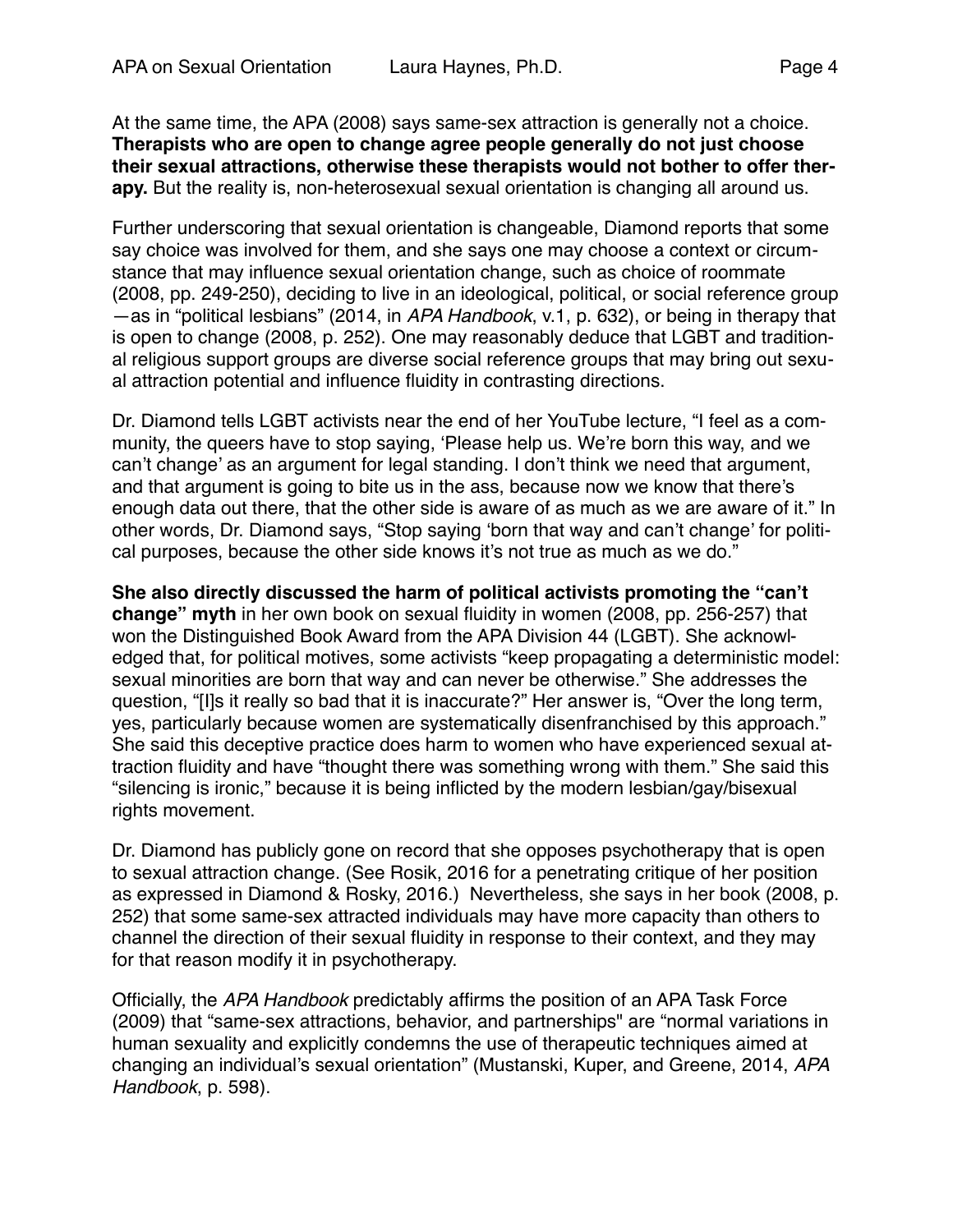At the same time, the APA (2008) says same-sex attraction is generally not a choice. **Therapists who are open to change agree people generally do not just choose their sexual attractions, otherwise these therapists would not bother to offer therapy.** But the reality is, non-heterosexual sexual orientation is changing all around us.

Further underscoring that sexual orientation is changeable, Diamond reports that some say choice was involved for them, and she says one may choose a context or circumstance that may influence sexual orientation change, such as choice of roommate (2008, pp. 249-250), deciding to live in an ideological, political, or social reference group —as in "political lesbians" (2014, in *APA Handbook*, v.1, p. 632), or being in therapy that is open to change (2008, p. 252). One may reasonably deduce that LGBT and traditional religious support groups are diverse social reference groups that may bring out sexual attraction potential and influence fluidity in contrasting directions.

Dr. Diamond tells LGBT activists near the end of her YouTube lecture, "I feel as a community, the queers have to stop saying, 'Please help us. We're born this way, and we can't change' as an argument for legal standing. I don't think we need that argument, and that argument is going to bite us in the ass, because now we know that there's enough data out there, that the other side is aware of as much as we are aware of it." In other words, Dr. Diamond says, "Stop saying 'born that way and can't change' for political purposes, because the other side knows it's not true as much as we do."

**She also directly discussed the harm of political activists promoting the "can't change" myth** in her own book on sexual fluidity in women (2008, pp. 256-257) that won the Distinguished Book Award from the APA Division 44 (LGBT). She acknowledged that, for political motives, some activists "keep propagating a deterministic model: sexual minorities are born that way and can never be otherwise." She addresses the question, "[I]s it really so bad that it is inaccurate?" Her answer is, "Over the long term, yes, particularly because women are systematically disenfranchised by this approach." She said this deceptive practice does harm to women who have experienced sexual attraction fluidity and have "thought there was something wrong with them." She said this "silencing is ironic," because it is being inflicted by the modern lesbian/gay/bisexual rights movement.

Dr. Diamond has publicly gone on record that she opposes psychotherapy that is open to sexual attraction change. (See Rosik, 2016 for a penetrating critique of her position as expressed in Diamond & Rosky, 2016.) Nevertheless, she says in her book (2008, p. 252) that some same-sex attracted individuals may have more capacity than others to channel the direction of their sexual fluidity in response to their context, and they may for that reason modify it in psychotherapy.

Officially, the *APA Handbook* predictably affirms the position of an APA Task Force (2009) that "same-sex attractions, behavior, and partnerships" are "normal variations in human sexuality and explicitly condemns the use of therapeutic techniques aimed at changing an individual's sexual orientation" (Mustanski, Kuper, and Greene, 2014, *APA Handbook*, p. 598).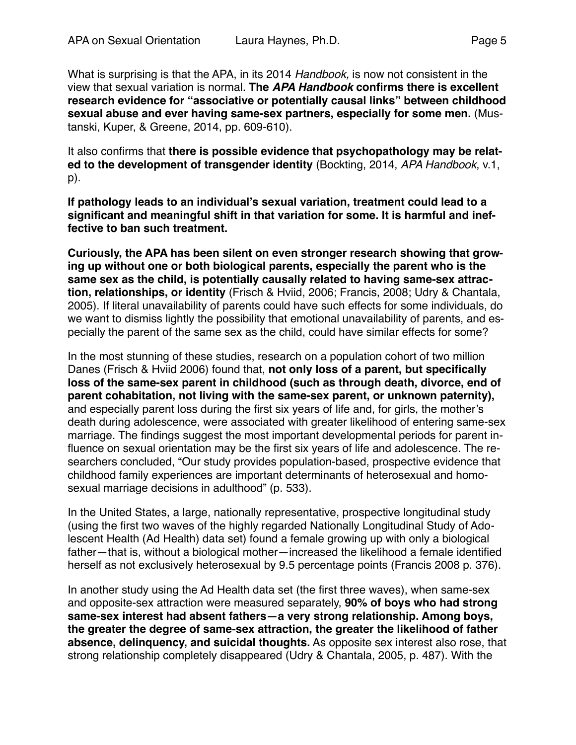What is surprising is that the APA, in its 2014 *Handbook,* is now not consistent in the view that sexual variation is normal. **The *APA Handbook* confirms there is excellent research evidence for "associative or potentially causal links" between childhood sexual abuse and ever having same-sex partners, especially for some men.** (Mustanski, Kuper, & Greene, 2014, pp. 609-610).

It also confirms that **there is possible evidence that psychopathology may be related to the development of transgender identity** (Bockting, 2014, *APA Handbook*, v.1, p).

**If pathology leads to an individual's sexual variation, treatment could lead to a significant and meaningful shift in that variation for some. It is harmful and ineffective to ban such treatment.**

**Curiously, the APA has been silent on even stronger research showing that growing up without one or both biological parents, especially the parent who is the same sex as the child, is potentially causally related to having same-sex attraction, relationships, or identity** (Frisch & Hviid, 2006; Francis, 2008; Udry & Chantala, 2005). If literal unavailability of parents could have such effects for some individuals, do we want to dismiss lightly the possibility that emotional unavailability of parents, and especially the parent of the same sex as the child, could have similar effects for some?

In the most stunning of these studies, research on a population cohort of two million Danes (Frisch & Hviid 2006) found that, **not only loss of a parent, but specifically loss of the same-sex parent in childhood (such as through death, divorce, end of parent cohabitation, not living with the same-sex parent, or unknown paternity),** and especially parent loss during the first six years of life and, for girls, the mother's death during adolescence, were associated with greater likelihood of entering same-sex marriage. The findings suggest the most important developmental periods for parent influence on sexual orientation may be the first six years of life and adolescence. The researchers concluded, "Our study provides population-based, prospective evidence that childhood family experiences are important determinants of heterosexual and homosexual marriage decisions in adulthood" (p. 533).

In the United States, a large, nationally representative, prospective longitudinal study (using the first two waves of the highly regarded Nationally Longitudinal Study of Adolescent Health (Ad Health) data set) found a female growing up with only a biological father—that is, without a biological mother—increased the likelihood a female identified herself as not exclusively heterosexual by 9.5 percentage points (Francis 2008 p. 376).

In another study using the Ad Health data set (the first three waves), when same-sex and opposite-sex attraction were measured separately, **90% of boys who had strong same-sex interest had absent fathers—a very strong relationship. Among boys, the greater the degree of same-sex attraction, the greater the likelihood of father absence, delinquency, and suicidal thoughts.** As opposite sex interest also rose, that strong relationship completely disappeared (Udry & Chantala, 2005, p. 487). With the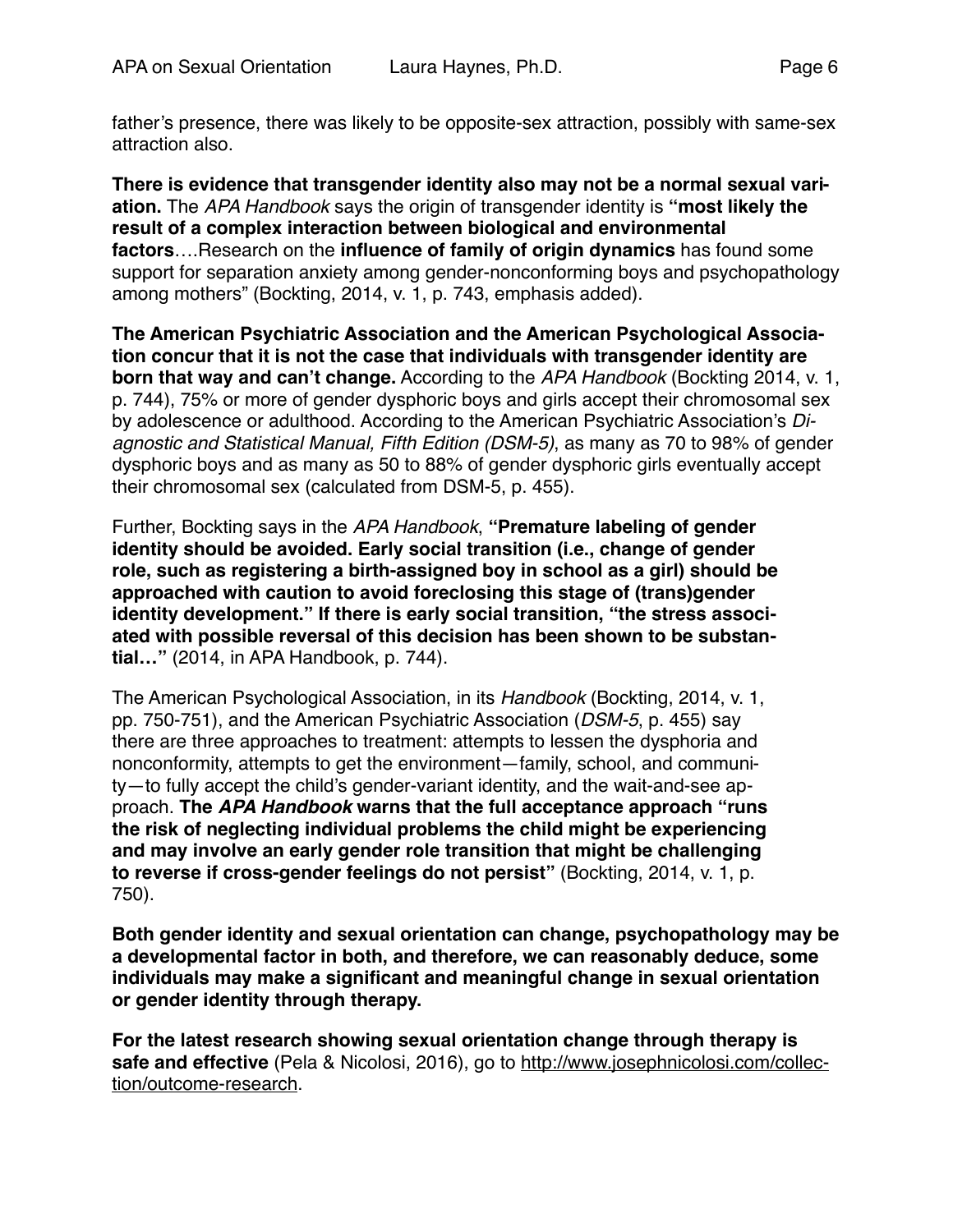father's presence, there was likely to be opposite-sex attraction, possibly with same-sex attraction also.

**There is evidence that transgender identity also may not be a normal sexual variation.** The *APA Handbook* says the origin of transgender identity is **"most likely the result of a complex interaction between biological and environmental factors**….Research on the **influence of family of origin dynamics** has found some support for separation anxiety among gender-nonconforming boys and psychopathology among mothers" (Bockting, 2014, v. 1, p. 743, emphasis added).

**The American Psychiatric Association and the American Psychological Association concur that it is not the case that individuals with transgender identity are born that way and can't change.** According to the *APA Handbook* (Bockting 2014, v. 1, p. 744), 75% or more of gender dysphoric boys and girls accept their chromosomal sex by adolescence or adulthood. According to the American Psychiatric Association's *Diagnostic and Statistical Manual, Fifth Edition (DSM-5)*, as many as 70 to 98% of gender dysphoric boys and as many as 50 to 88% of gender dysphoric girls eventually accept their chromosomal sex (calculated from DSM-5, p. 455).

Further, Bockting says in the *APA Handbook*, **"Premature labeling of gender identity should be avoided. Early social transition (i.e., change of gender role, such as registering a birth-assigned boy in school as a girl) should be approached with caution to avoid foreclosing this stage of (trans)gender identity development." If there is early social transition, "the stress associated with possible reversal of this decision has been shown to be substantial…"** (2014, in APA Handbook, p. 744).

The American Psychological Association, in its *Handbook* (Bockting, 2014, v. 1, pp. 750-751), and the American Psychiatric Association (*DSM-5*, p. 455) say there are three approaches to treatment: attempts to lessen the dysphoria and nonconformity, attempts to get the environment—family, school, and community—to fully accept the child's gender-variant identity, and the wait-and-see approach. **The *APA Handbook* warns that the full acceptance approach "runs the risk of neglecting individual problems the child might be experiencing and may involve an early gender role transition that might be challenging to reverse if cross-gender feelings do not persist"** (Bockting, 2014, v. 1, p. 750).

**Both gender identity and sexual orientation can change, psychopathology may be a developmental factor in both, and therefore, we can reasonably deduce, some individuals may make a significant and meaningful change in sexual orientation or gender identity through therapy.**

**For the latest research showing sexual orientation change through therapy is safe and effective** (Pela & Nicolosi, 2016), go to http://www.josephnicolosi.com/collection/outcome-research.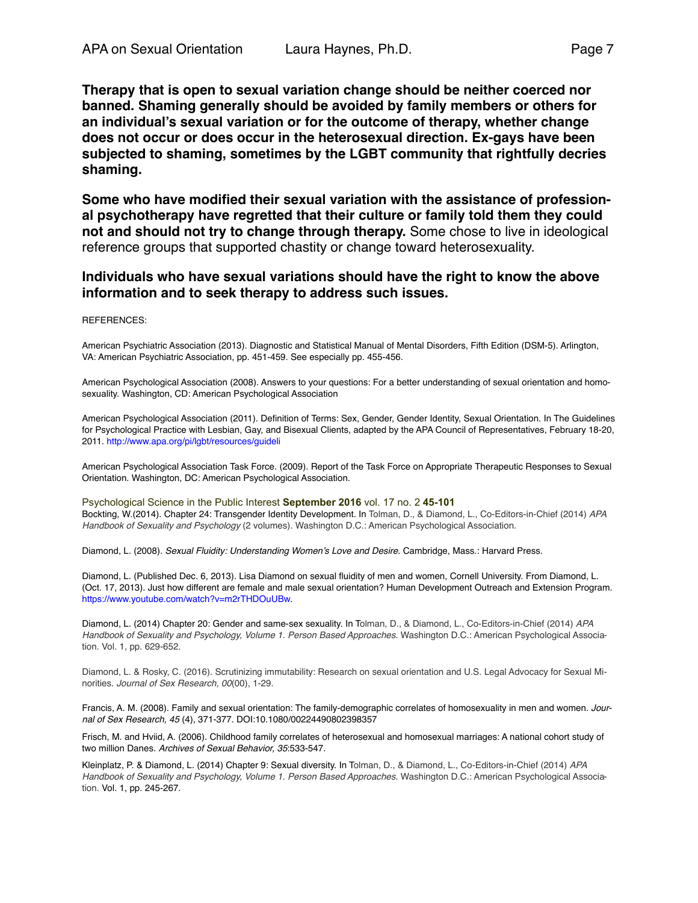**Therapy that is open to sexual variation change should be neither coerced nor banned. Shaming generally should be avoided by family members or others for an individual's sexual variation or for the outcome of therapy, whether change does not occur or does occur in the heterosexual direction. Ex-gays have been subjected to shaming, sometimes by the LGBT community that rightfully decries shaming.**

**Some who have modified their sexual variation with the assistance of professional psychotherapy have regretted that their culture or family told them they could not and should not try to change through therapy.** Some chose to live in ideological reference groups that supported chastity or change toward heterosexuality.

**Individuals who have sexual variations should have the right to know the above information and to seek therapy to address such issues.**

REFERENCES:

American Psychiatric Association (2013). Diagnostic and Statistical Manual of Mental Disorders, Fifth Edition (DSM-5). Arlington, VA: American Psychiatric Association, pp. 451-459. See especially pp. 455-456.

American Psychological Association (2008). Answers to your questions: For a better understanding of sexual orientation and homosexuality. Washington, CD: American Psychological Association

American Psychological Association (2011). Definition of Terms: Sex, Gender, Gender Identity, Sexual Orientation. In The Guidelines for Psychological Practice with Lesbian, Gay, and Bisexual Clients, adapted by the APA Council of Representatives, February 18-20, 2011. http://www.apa.org/pi/lgbt/resources/guideli

American Psychological Association Task Force. (2009). Report of the Task Force on Appropriate Therapeutic Responses to Sexual Orientation. Washington, DC: American Psychological Association.

Psychological Science in the Public Interest **September 2016** vol. 17 no. 2 **45-101**

Bockting, W.(2014). Chapter 24: Transgender Identity Development. In Tolman, D., & Diamond, L., Co-Editors-in-Chief (2014) *APA Handbook of Sexuality and Psychology* (2 volumes). Washington D.C.: American Psychological Association.

Diamond, L. (2008). *Sexual Fluidity: Understanding Women's Love and Desire.* Cambridge, Mass.: Harvard Press.

Diamond, L. (Published Dec. 6, 2013). Lisa Diamond on sexual fluidity of men and women, Cornell University. From Diamond, L. (Oct. 17, 2013). Just how different are female and male sexual orientation? Human Development Outreach and Extension Program. https://www.youtube.com/watch?v=m2rTHDOuUBw.

Diamond, L. (2014) Chapter 20: Gender and same-sex sexuality. In Tolman, D., & Diamond, L., Co-Editors-in-Chief (2014) *APA Handbook of Sexuality and Psychology, Volume 1. Person Based Approaches.* Washington D.C.: American Psychological Association. Vol. 1, pp. 629-652.

Diamond, L. & Rosky, C. (2016). Scrutinizing immutability: Research on sexual orientation and U.S. Legal Advocacy for Sexual Minorities. *Journal of Sex Research, 00*(00), 1-29.

Francis, A. M. (2008). Family and sexual orientation: The family-demographic correlates of homosexuality in men and women. *Journal of Sex Research, 45* (4), 371-377. DOI:10.1080/00224490802398357

Frisch, M. and Hviid, A. (2006). Childhood family correlates of heterosexual and homosexual marriages: A national cohort study of two million Danes. *Archives of Sexual Behavior, 35*:533-547.

Kleinplatz, P. & Diamond, L. (2014) Chapter 9: Sexual diversity. In Tolman, D., & Diamond, L., Co-Editors-in-Chief (2014) *APA Handbook of Sexuality and Psychology, Volume 1. Person Based Approaches.* Washington D.C.: American Psychological Association. Vol. 1, pp. 245-267.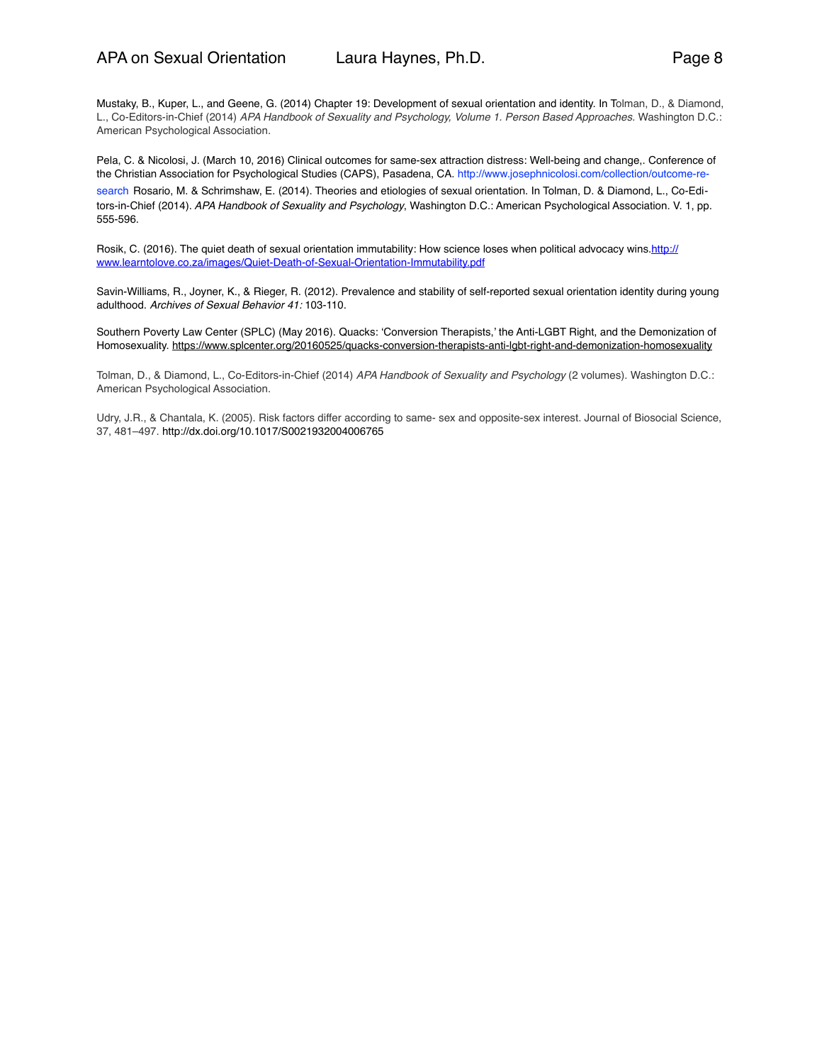Mustaky, B., Kuper, L., and Geene, G. (2014) Chapter 19: Development of sexual orientation and identity. In Tolman, D., & Diamond, L., Co-Editors-in-Chief (2014) *APA Handbook of Sexuality and Psychology, Volume 1. Person Based Approaches.* Washington D.C.: American Psychological Association.

Pela, C. & Nicolosi, J. (March 10, 2016) Clinical outcomes for same-sex attraction distress: Well-being and change,. Conference of the Christian Association for Psychological Studies (CAPS), Pasadena, CA. http://www.josephnicolosi.com/collection/outcome-research Rosario, M. & Schrimshaw, E. (2014). Theories and etiologies of sexual orientation. In Tolman, D. & Diamond, L., Co-Editors-in-Chief (2014). *APA Handbook of Sexuality and Psychology*, Washington D.C.: American Psychological Association. V. 1, pp. 555-596.

Rosik, C. (2016). The quiet death of sexual orientation immutability: How science loses when political advocacy wins.http://www.learntolove.co.za/images/Quiet-Death-of-Sexual-Orientation-Immutability.pdf

Savin-Williams, R., Joyner, K., & Rieger, R. (2012). Prevalence and stability of self-reported sexual orientation identity during young adulthood. *Archives of Sexual Behavior 41:* 103-110.

Southern Poverty Law Center (SPLC) (May 2016). Quacks: 'Conversion Therapists,' the Anti-LGBT Right, and the Demonization of Homosexuality. https://www.splcenter.org/20160525/quacks-conversion-therapists-anti-lgbt-right-and-demonization-homosexuality

Tolman, D., & Diamond, L., Co-Editors-in-Chief (2014) *APA Handbook of Sexuality and Psychology* (2 volumes). Washington D.C.: American Psychological Association.

Udry, J.R., & Chantala, K. (2005). Risk factors differ according to same- sex and opposite-sex interest. Journal of Biosocial Science, 37, 481–497. http://dx.doi.org/10.1017/S0021932004006765